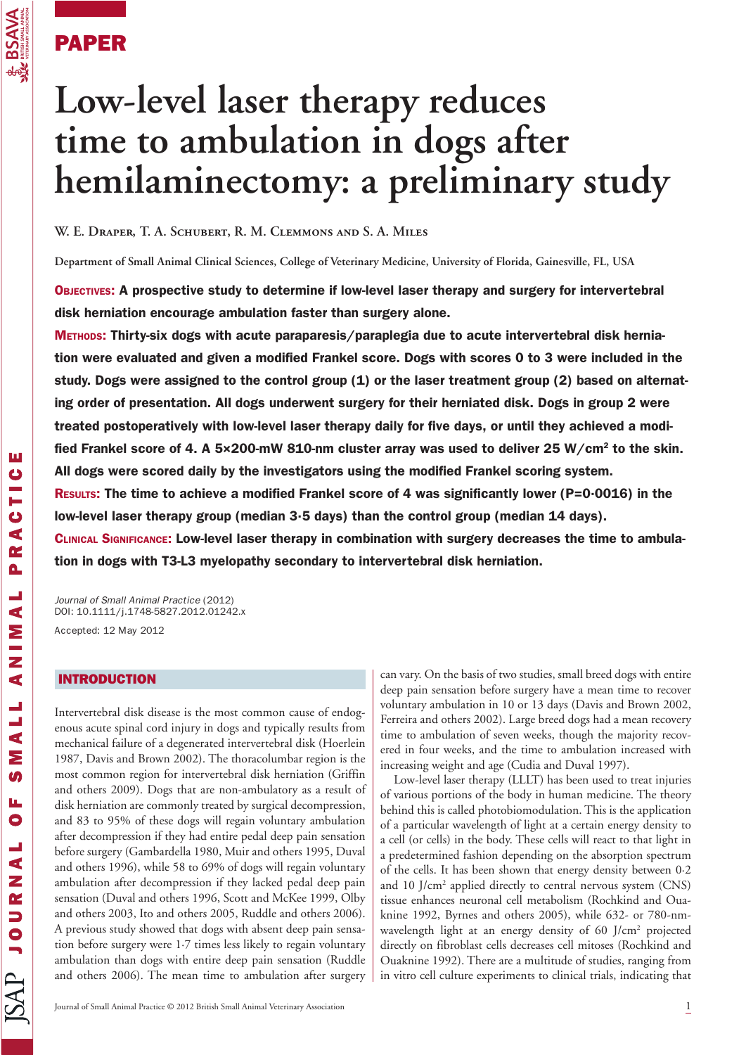PAPER

# Low-level laser therapy reduces time to ambulation in dogs after hemilaminectomy: a preliminary study

W. E. Draper, T. A. Schubert, R. M. Clemmons and S. A. Miles

Department of Small Animal Clinical Sciences, College of Veterinary Medicine, University of Florida, Gainesville, FL, USA

**Objectives: A prospective study to determine if low-level laser therapy and surgery for intervertebral disk herniation encourage ambulation faster than surgery alone.**

**Methods: Thirty-six dogs with acute paraparesis/paraplegia due to acute intervertebral disk herniation were evaluated and given a modified Frankel score. Dogs with scores 0 to 3 were included in the study. Dogs were assigned to the control group (1) or the laser treatment group (2) based on alternating order of presentation. All dogs underwent surgery for their herniated disk. Dogs in group 2 were treated postoperatively with low-level laser therapy daily for five days, or until they achieved a modified Frankel score of 4. A 5×200-mW 810-nm cluster array was used to deliver 25 W/cm$^2$ to the skin. All dogs were scored daily by the investigators using the modified Frankel scoring system.**

**Results: The time to achieve a modified Frankel score of 4 was significantly lower (P=0·0016) in the low-level laser therapy group (median 3·5 days) than the control group (median 14 days).**

**Clinical Significance: Low-level laser therapy in combination with surgery decreases the time to ambulation in dogs with T3-L3 myelopathy secondary to intervertebral disk herniation.**

*Journal of Small Animal Practice* (2012)
DOI: 10.1111/j.1748-5827.2012.01242.x

Accepted: 12 May 2012

## INTRODUCTION

Intervertebral disk disease is the most common cause of endogenous acute spinal cord injury in dogs and typically results from mechanical failure of a degenerated intervertebral disk (Hoerlein 1987, Davis and Brown 2002). The thoracolumbar region is the most common region for intervertebral disk herniation (Griffin and others 2009). Dogs that are non-ambulatory as a result of disk herniation are commonly treated by surgical decompression, and 83 to 95% of these dogs will regain voluntary ambulation after decompression if they had entire pedal deep pain sensation before surgery (Gambardella 1980, Muir and others 1995, Duval and others 1996), while 58 to 69% of dogs will regain voluntary ambulation after decompression if they lacked pedal deep pain sensation (Duval and others 1996, Scott and McKee 1999, Olby and others 2003, Ito and others 2005, Ruddle and others 2006). A previous study showed that dogs with absent deep pain sensation before surgery were 1·7 times less likely to regain voluntary ambulation than dogs with entire deep pain sensation (Ruddle and others 2006). The mean time to ambulation after surgery can vary. On the basis of two studies, small breed dogs with entire deep pain sensation before surgery have a mean time to recover voluntary ambulation in 10 or 13 days (Davis and Brown 2002, Ferreira and others 2002). Large breed dogs had a mean recovery time to ambulation of seven weeks, though the majority recovered in four weeks, and the time to ambulation increased with increasing weight and age (Cudia and Duval 1997).

Low-level laser therapy (LLLT) has been used to treat injuries of various portions of the body in human medicine. The theory behind this is called photobiomodulation. This is the application of a particular wavelength of light at a certain energy density to a cell (or cells) in the body. These cells will react to that light in a predetermined fashion depending on the absorption spectrum of the cells. It has been shown that energy density between 0·2 and 10 J/cm$^2$ applied directly to central nervous system (CNS) tissue enhances neuronal cell metabolism (Rochkind and Ouaknine 1992, Byrnes and others 2005), while 632- or 780-nm-wavelength light at an energy density of 60 J/cm$^2$ projected directly on fibroblast cells decreases cell mitoses (Rochkind and Ouaknine 1992). There are a multitude of studies, ranging from in vitro cell culture experiments to clinical trials, indicating that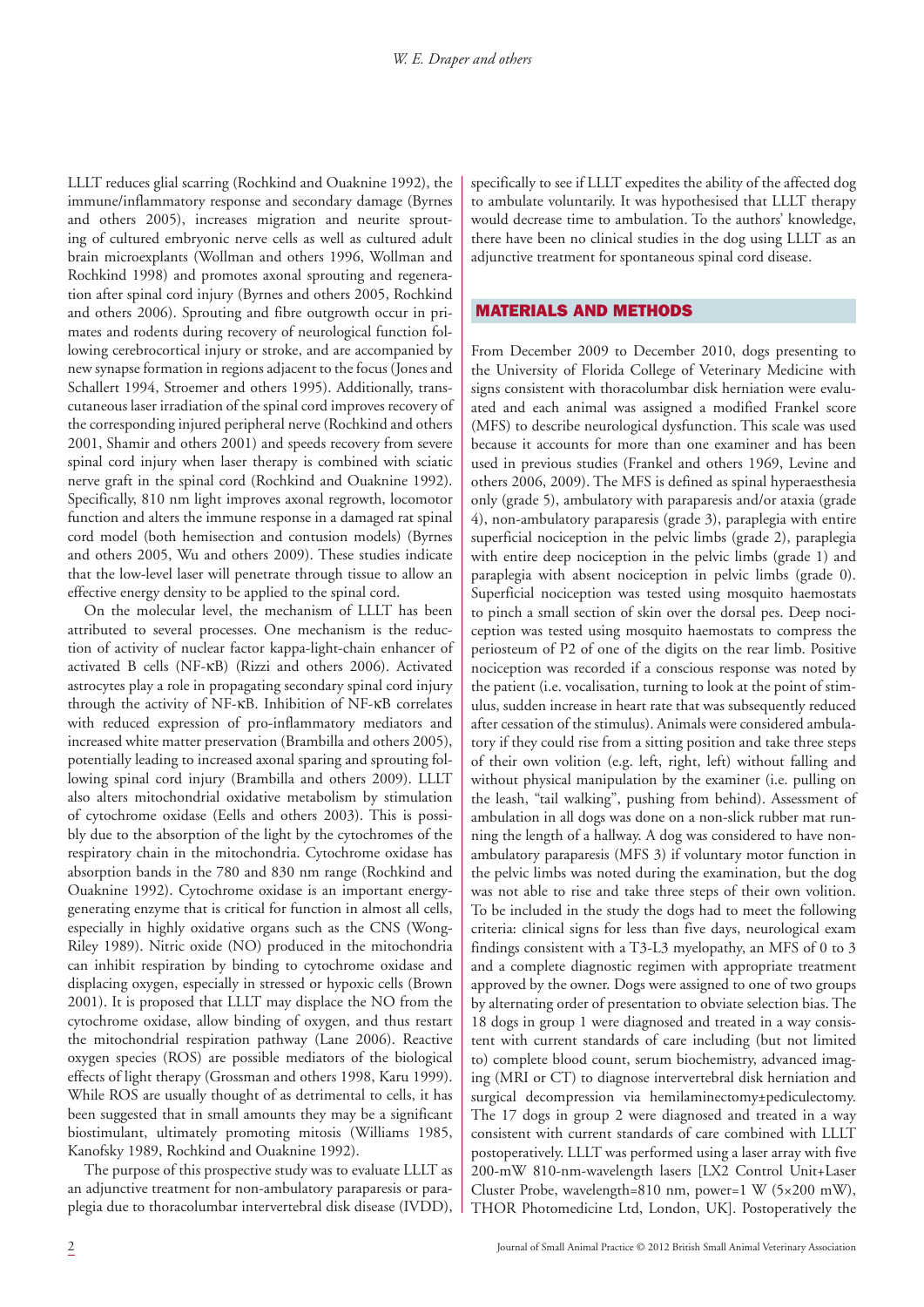LLLT reduces glial scarring (Rochkind and Ouaknine 1992), the immune/inflammatory response and secondary damage (Byrnes and others 2005), increases migration and neurite sprouting of cultured embryonic nerve cells as well as cultured adult brain microexplants (Wollman and others 1996, Wollman and Rochkind 1998) and promotes axonal sprouting and regeneration after spinal cord injury (Byrnes and others 2005, Rochkind and others 2006). Sprouting and fibre outgrowth occur in primates and rodents during recovery of neurological function following cerebrocortical injury or stroke, and are accompanied by new synapse formation in regions adjacent to the focus (Jones and Schallert 1994, Stroemer and others 1995). Additionally, transcutaneous laser irradiation of the spinal cord improves recovery of the corresponding injured peripheral nerve (Rochkind and others 2001, Shamir and others 2001) and speeds recovery from severe spinal cord injury when laser therapy is combined with sciatic nerve graft in the spinal cord (Rochkind and Ouaknine 1992). Specifically, 810 nm light improves axonal regrowth, locomotor function and alters the immune response in a damaged rat spinal cord model (both hemisection and contusion models) (Byrnes and others 2005, Wu and others 2009). These studies indicate that the low-level laser will penetrate through tissue to allow an effective energy density to be applied to the spinal cord.

On the molecular level, the mechanism of LLLT has been attributed to several processes. One mechanism is the reduction of activity of nuclear factor kappa-light-chain enhancer of activated B cells (NF-κB) (Rizzi and others 2006). Activated astrocytes play a role in propagating secondary spinal cord injury through the activity of NF-κB. Inhibition of NF-κB correlates with reduced expression of pro-inflammatory mediators and increased white matter preservation (Brambilla and others 2005), potentially leading to increased axonal sparing and sprouting following spinal cord injury (Brambilla and others 2009). LLLT also alters mitochondrial oxidative metabolism by stimulation of cytochrome oxidase (Eells and others 2003). This is possibly due to the absorption of the light by the cytochromes of the respiratory chain in the mitochondria. Cytochrome oxidase has absorption bands in the 780 and 830 nm range (Rochkind and Ouaknine 1992). Cytochrome oxidase is an important energy-generating enzyme that is critical for function in almost all cells, especially in highly oxidative organs such as the CNS (Wong-Riley 1989). Nitric oxide (NO) produced in the mitochondria can inhibit respiration by binding to cytochrome oxidase and displacing oxygen, especially in stressed or hypoxic cells (Brown 2001). It is proposed that LLLT may displace the NO from the cytochrome oxidase, allow binding of oxygen, and thus restart the mitochondrial respiration pathway (Lane 2006). Reactive oxygen species (ROS) are possible mediators of the biological effects of light therapy (Grossman and others 1998, Karu 1999). While ROS are usually thought of as detrimental to cells, it has been suggested that in small amounts they may be a significant biostimulant, ultimately promoting mitosis (Williams 1985, Kanofsky 1989, Rochkind and Ouaknine 1992).

The purpose of this prospective study was to evaluate LLLT as an adjunctive treatment for non-ambulatory paraparesis or paraplegia due to thoracolumbar intervertebral disk disease (IVDD), specifically to see if LLLT expedites the ability of the affected dog to ambulate voluntarily. It was hypothesised that LLLT therapy would decrease time to ambulation. To the authors' knowledge, there have been no clinical studies in the dog using LLLT as an adjunctive treatment for spontaneous spinal cord disease.

## MATERIALS AND METHODS

From December 2009 to December 2010, dogs presenting to the University of Florida College of Veterinary Medicine with signs consistent with thoracolumbar disk herniation were evaluated and each animal was assigned a modified Frankel score (MFS) to describe neurological dysfunction. This scale was used because it accounts for more than one examiner and has been used in previous studies (Frankel and others 1969, Levine and others 2006, 2009). The MFS is defined as spinal hyperaesthesia only (grade 5), ambulatory with paraparesis and/or ataxia (grade 4), non-ambulatory paraparesis (grade 3), paraplegia with entire superficial nociception in the pelvic limbs (grade 2), paraplegia with entire deep nociception in the pelvic limbs (grade 1) and paraplegia with absent nociception in pelvic limbs (grade 0). Superficial nociception was tested using mosquito haemostats to pinch a small section of skin over the dorsal pes. Deep nociception was tested using mosquito haemostats to compress the periosteum of P2 of one of the digits on the rear limb. Positive nociception was recorded if a conscious response was noted by the patient (i.e. vocalisation, turning to look at the point of stimulus, sudden increase in heart rate that was subsequently reduced after cessation of the stimulus). Animals were considered ambulatory if they could rise from a sitting position and take three steps of their own volition (e.g. left, right, left) without falling and without physical manipulation by the examiner (i.e. pulling on the leash, "tail walking", pushing from behind). Assessment of ambulation in all dogs was done on a non-slick rubber mat running the length of a hallway. A dog was considered to have non-ambulatory paraparesis (MFS 3) if voluntary motor function in the pelvic limbs was noted during the examination, but the dog was not able to rise and take three steps of their own volition. To be included in the study the dogs had to meet the following criteria: clinical signs for less than five days, neurological exam findings consistent with a T3-L3 myelopathy, an MFS of 0 to 3 and a complete diagnostic regimen with appropriate treatment approved by the owner. Dogs were assigned to one of two groups by alternating order of presentation to obviate selection bias. The 18 dogs in group 1 were diagnosed and treated in a way consistent with current standards of care including (but not limited to) complete blood count, serum biochemistry, advanced imaging (MRI or CT) to diagnose intervertebral disk herniation and surgical decompression via hemilaminectomy±pediculectomy. The 17 dogs in group 2 were diagnosed and treated in a way consistent with current standards of care combined with LLLT postoperatively. LLLT was performed using a laser array with five 200-mW 810-nm-wavelength lasers [LX2 Control Unit+Laser Cluster Probe, wavelength=810 nm, power=1 W (5×200 mW), THOR Photomedicine Ltd, London, UK]. Postoperatively the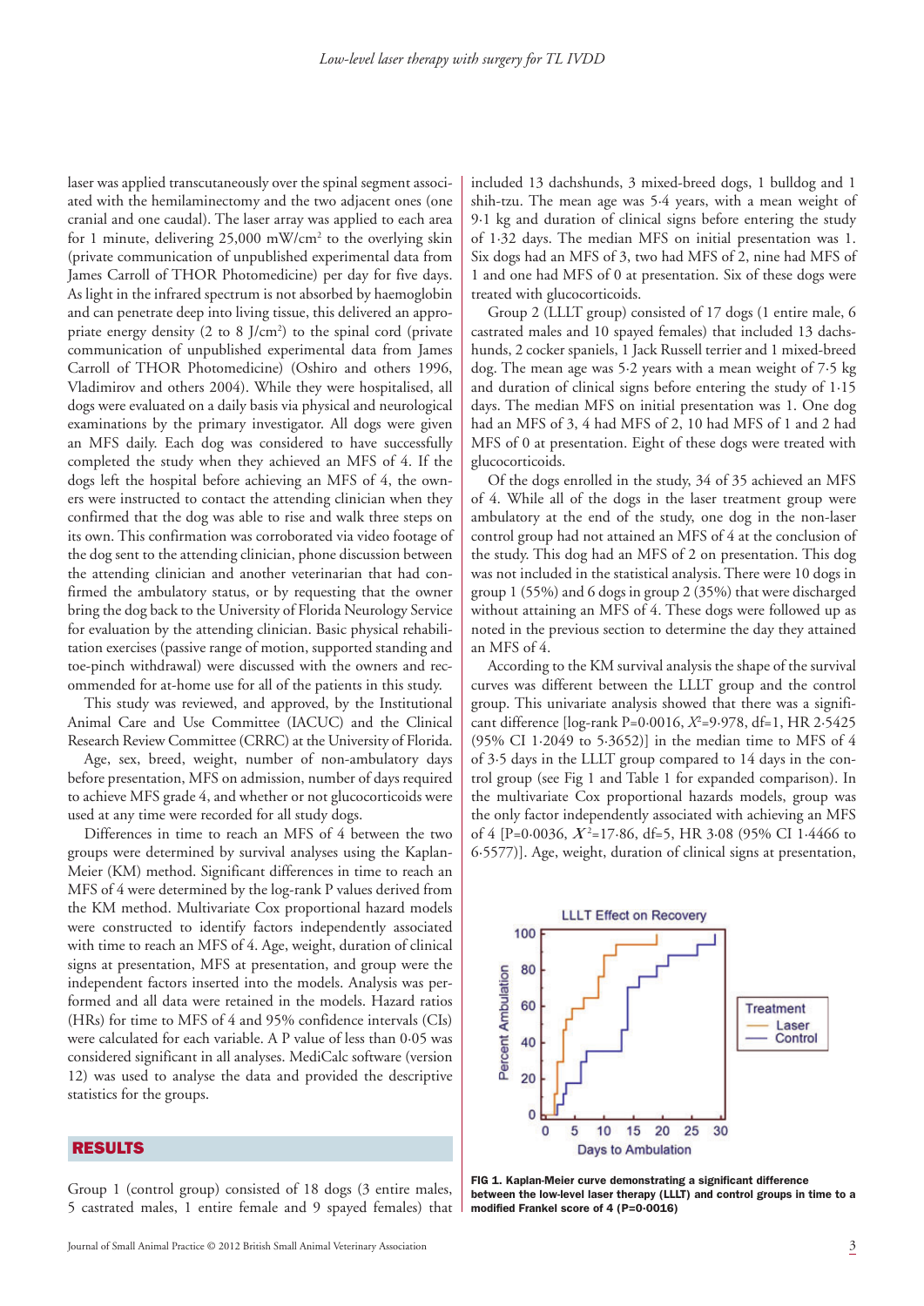laser was applied transcutaneously over the spinal segment associated with the hemilaminectomy and the two adjacent ones (one cranial and one caudal). The laser array was applied to each area for 1 minute, delivering 25,000 mW/cm$^2$ to the overlying skin (private communication of unpublished experimental data from James Carroll of THOR Photomedicine) per day for five days. As light in the infrared spectrum is not absorbed by haemoglobin and can penetrate deep into living tissue, this delivered an appropriate energy density (2 to 8 J/cm$^2$) to the spinal cord (private communication of unpublished experimental data from James Carroll of THOR Photomedicine) (Oshiro and others 1996, Vladimirov and others 2004). While they were hospitalised, all dogs were evaluated on a daily basis via physical and neurological examinations by the primary investigator. All dogs were given an MFS daily. Each dog was considered to have successfully completed the study when they achieved an MFS of 4. If the dogs left the hospital before achieving an MFS of 4, the owners were instructed to contact the attending clinician when they confirmed that the dog was able to rise and walk three steps on its own. This confirmation was corroborated via video footage of the dog sent to the attending clinician, phone discussion between the attending clinician and another veterinarian that had confirmed the ambulatory status, or by requesting that the owner bring the dog back to the University of Florida Neurology Service for evaluation by the attending clinician. Basic physical rehabilitation exercises (passive range of motion, supported standing and toe-pinch withdrawal) were discussed with the owners and recommended for at-home use for all of the patients in this study.

This study was reviewed, and approved, by the Institutional Animal Care and Use Committee (IACUC) and the Clinical Research Review Committee (CRRC) at the University of Florida.

Age, sex, breed, weight, number of non-ambulatory days before presentation, MFS on admission, number of days required to achieve MFS grade 4, and whether or not glucocorticoids were used at any time were recorded for all study dogs.

Differences in time to reach an MFS of 4 between the two groups were determined by survival analyses using the Kaplan-Meier (KM) method. Significant differences in time to reach an MFS of 4 were determined by the log-rank P values derived from the KM method. Multivariate Cox proportional hazard models were constructed to identify factors independently associated with time to reach an MFS of 4. Age, weight, duration of clinical signs at presentation, MFS at presentation, and group were the independent factors inserted into the models. Analysis was performed and all data were retained in the models. Hazard ratios (HRs) for time to MFS of 4 and 95% confidence intervals (CIs) were calculated for each variable. A P value of less than 0·05 was considered significant in all analyses. MediCalc software (version 12) was used to analyse the data and provided the descriptive statistics for the groups.

## RESULTS

Group 1 (control group) consisted of 18 dogs (3 entire males, 5 castrated males, 1 entire female and 9 spayed females) that included 13 dachshunds, 3 mixed-breed dogs, 1 bulldog and 1 shih-tzu. The mean age was 5·4 years, with a mean weight of 9·1 kg and duration of clinical signs before entering the study of 1·32 days. The median MFS on initial presentation was 1. Six dogs had an MFS of 3, two had MFS of 2, nine had MFS of 1 and one had MFS of 0 at presentation. Six of these dogs were treated with glucocorticoids.

Group 2 (LLLT group) consisted of 17 dogs (1 entire male, 6 castrated males and 10 spayed females) that included 13 dachshunds, 2 cocker spaniels, 1 Jack Russell terrier and 1 mixed-breed dog. The mean age was 5·2 years with a mean weight of 7·5 kg and duration of clinical signs before entering the study of 1·15 days. The median MFS on initial presentation was 1. One dog had an MFS of 3, 4 had MFS of 2, 10 had MFS of 1 and 2 had MFS of 0 at presentation. Eight of these dogs were treated with glucocorticoids.

Of the dogs enrolled in the study, 34 of 35 achieved an MFS of 4. While all of the dogs in the laser treatment group were ambulatory at the end of the study, one dog in the non-laser control group had not attained an MFS of 4 at the conclusion of the study. This dog had an MFS of 2 on presentation. This dog was not included in the statistical analysis. There were 10 dogs in group 1 (55%) and 6 dogs in group 2 (35%) that were discharged without attaining an MFS of 4. These dogs were followed up as noted in the previous section to determine the day they attained an MFS of 4.

According to the KM survival analysis the shape of the survival curves was different between the LLLT group and the control group. This univariate analysis showed that there was a significant difference [log-rank P=0·0016, $X^2$=9·978, df=1, HR 2·5425 (95% CI 1·2049 to 5·3652)] in the median time to MFS of 4 of 3·5 days in the LLLT group compared to 14 days in the control group (see Fig 1 and Table 1 for expanded comparison). In the multivariate Cox proportional hazards models, group was the only factor independently associated with achieving an MFS of 4 [P=0·0036, $X^2$=17·86, df=5, HR 3·08 (95% CI 1·4466 to 6·5577)]. Age, weight, duration of clinical signs at presentation,

**FIG 1. Kaplan-Meier curve demonstrating a significant difference between the low-level laser therapy (LLLT) and control groups in time to a modified Frankel score of 4 (P=0·0016)**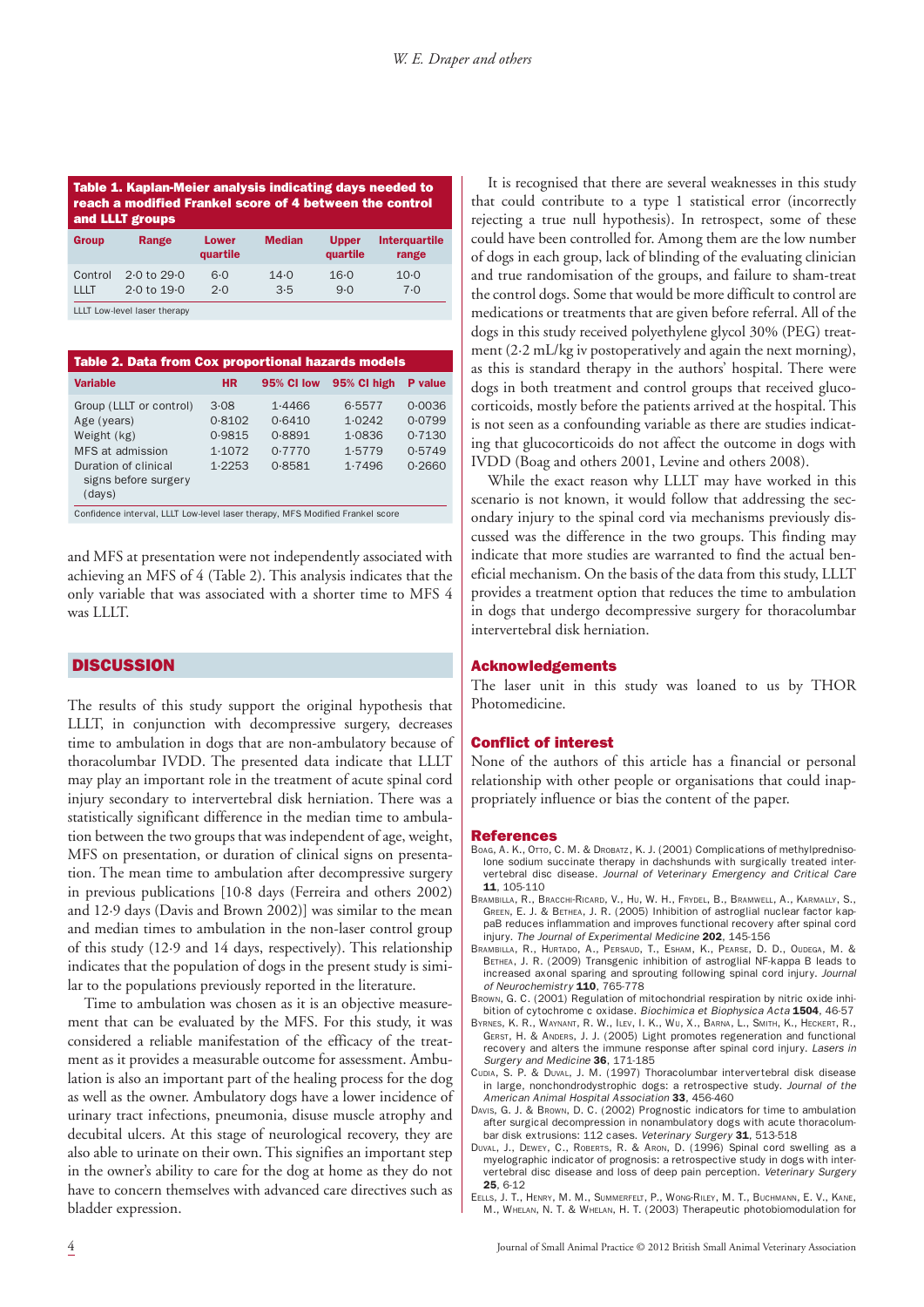**Table 1. Kaplan-Meier analysis indicating days needed to reach a modified Frankel score of 4 between the control and LLLT groups**

| Group | Range | Lower quartile | Median | Upper quartile | Interquartile range |
|---|---|---|---|---|---|
| Control | 2·0 to 29·0 | 6·0 | 14·0 | 16·0 | 10·0 |
| LLLT | 2·0 to 19·0 | 2·0 | 3·5 | 9·0 | 7·0 |

LLLT Low-level laser therapy

**Table 2. Data from Cox proportional hazards models**

| Variable | HR | 95% CI low | 95% CI high | P value |
|---|---|---|---|---|
| Group (LLLT or control) | 3·08 | 1·4466 | 6·5577 | 0·0036 |
| Age (years) | 0·8102 | 0·6410 | 1·0242 | 0·0799 |
| Weight (kg) | 0·9815 | 0·8891 | 1·0836 | 0·7130 |
| MFS at admission | 1·1072 | 0·7770 | 1·5779 | 0·5749 |
| Duration of clinical signs before surgery (days) | 1·2253 | 0·8581 | 1·7496 | 0·2660 |

Confidence interval, LLLT Low-level laser therapy, MFS Modified Frankel score

and MFS at presentation were not independently associated with achieving an MFS of 4 (Table 2). This analysis indicates that the only variable that was associated with a shorter time to MFS 4 was LLLT.

## DISCUSSION

The results of this study support the original hypothesis that LLLT, in conjunction with decompressive surgery, decreases time to ambulation in dogs that are non-ambulatory because of thoracolumbar IVDD. The presented data indicate that LLLT may play an important role in the treatment of acute spinal cord injury secondary to intervertebral disk herniation. There was a statistically significant difference in the median time to ambulation between the two groups that was independent of age, weight, MFS on presentation, or duration of clinical signs on presentation. The mean time to ambulation after decompressive surgery in previous publications [10·8 days (Ferreira and others 2002) and 12·9 days (Davis and Brown 2002)] was similar to the mean and median times to ambulation in the non-laser control group of this study (12·9 and 14 days, respectively). This relationship indicates that the population of dogs in the present study is similar to the populations previously reported in the literature.

Time to ambulation was chosen as it is an objective measurement that can be evaluated by the MFS. For this study, it was considered a reliable manifestation of the efficacy of the treatment as it provides a measurable outcome for assessment. Ambulation is also an important part of the healing process for the dog as well as the owner. Ambulatory dogs have a lower incidence of urinary tract infections, pneumonia, disuse muscle atrophy and decubital ulcers. At this stage of neurological recovery, they are also able to urinate on their own. This signifies an important step in the owner's ability to care for the dog at home as they do not have to concern themselves with advanced care directives such as bladder expression.

It is recognised that there are several weaknesses in this study that could contribute to a type 1 statistical error (incorrectly rejecting a true null hypothesis). In retrospect, some of these could have been controlled for. Among them are the low number of dogs in each group, lack of blinding of the evaluating clinician and true randomisation of the groups, and failure to sham-treat the control dogs. Some that would be more difficult to control are medications or treatments that are given before referral. All of the dogs in this study received polyethylene glycol 30% (PEG) treatment (2·2 mL/kg iv postoperatively and again the next morning), as this is standard therapy in the authors' hospital. There were dogs in both treatment and control groups that received glucocorticoids, mostly before the patients arrived at the hospital. This is not seen as a confounding variable as there are studies indicating that glucocorticoids do not affect the outcome in dogs with IVDD (Boag and others 2001, Levine and others 2008).

While the exact reason why LLLT may have worked in this scenario is not known, it would follow that addressing the secondary injury to the spinal cord via mechanisms previously discussed was the difference in the two groups. This finding may indicate that more studies are warranted to find the actual beneficial mechanism. On the basis of the data from this study, LLLT provides a treatment option that reduces the time to ambulation in dogs that undergo decompressive surgery for thoracolumbar intervertebral disk herniation.

### Acknowledgements

The laser unit in this study was loaned to us by THOR Photomedicine.

### Conflict of interest

None of the authors of this article has a financial or personal relationship with other people or organisations that could inappropriately influence or bias the content of the paper.

### References

Boag, A. K., Otto, C. M. & Drobatz, K. J. (2001) Complications of methylprednisolone sodium succinate therapy in dachshunds with surgically treated intervertebral disc disease. *Journal of Veterinary Emergency and Critical Care* **11**, 105-110

Brambilla, R., Bracchi-Ricard, V., Hu, W. H., Frydel, B., Bramwell, A., Karmally, S., Green, E. J. & Bethea, J. R. (2005) Inhibition of astroglial nuclear factor kappaB reduces inflammation and improves functional recovery after spinal cord injury. *The Journal of Experimental Medicine* **202**, 145-156

Brambilla, R., Hurtado, A., Persaud, T., Esham, K., Pearse, D. D., Oudega, M. & Bethea, J. R. (2009) Transgenic inhibition of astroglial NF-kappa B leads to increased axonal sparing and sprouting following spinal cord injury. *Journal of Neurochemistry* **110**, 765-778

Brown, G. C. (2001) Regulation of mitochondrial respiration by nitric oxide inhibition of cytochrome c oxidase. *Biochimica et Biophysica Acta* **1504**, 46-57

Byrnes, K. R., Waynant, R. W., Ilev, I. K., Wu, X., Barna, L., Smith, K., Heckert, R., Gerst, H. & Anders, J. J. (2005) Light promotes regeneration and functional recovery and alters the immune response after spinal cord injury. *Lasers in Surgery and Medicine* **36**, 171-185

Cudia, S. P. & Duval, J. M. (1997) Thoracolumbar intervertebral disk disease in large, nonchondrodystrophic dogs: a retrospective study. *Journal of the American Animal Hospital Association* **33**, 456-460

Davis, G. J. & Brown, D. C. (2002) Prognostic indicators for time to ambulation after surgical decompression in nonambulatory dogs with acute thoracolumbar disk extrusions: 112 cases. *Veterinary Surgery* **31**, 513-518

Duval, J., Dewey, C., Roberts, R. & Aron, D. (1996) Spinal cord swelling as a myelographic indicator of prognosis: a retrospective study in dogs with intervertebral disc disease and loss of deep pain perception. *Veterinary Surgery* **25**, 6-12

Eells, J. T., Henry, M. M., Summerfelt, P., Wong-Riley, M. T., Buchmann, E. V., Kane, M., Whelan, N. T. & Whelan, H. T. (2003) Therapeutic photobiomodulation for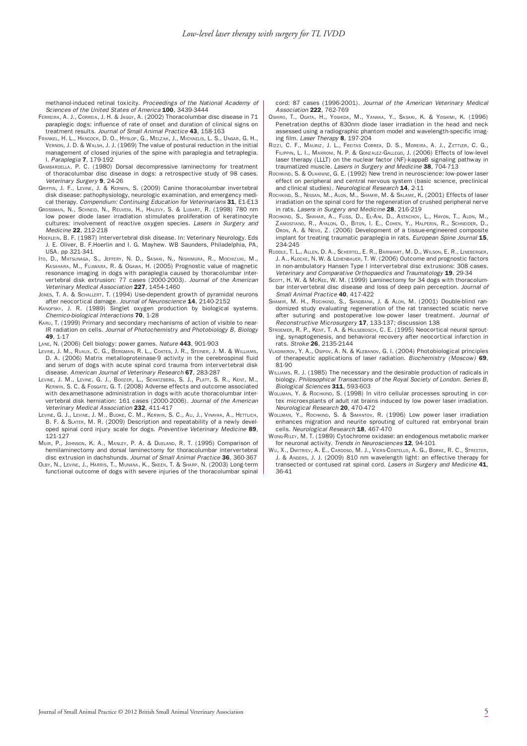methanol-induced retinal toxicity. *Proceedings of the National Academy of Sciences of the United States of America* **100**, 3439-3444

Ferreira, A. J., Correia, J. H. & Jaggy, A. (2002) Thoracolumbar disc disease in 71 paraplegic dogs: influence of rate of onset and duration of clinical signs on treatment results. *Journal of Small Animal Practice* **43**, 158-163

Frankel, H. L., Hancock, D. O., Hyslop, G., Melzak, J., Michaelis, L. S., Ungar, G. H., Vernon, J. D. & Walsh, J. J. (1969) The value of postural reduction in the initial management of closed injuries of the spine with paraplegia and tetraplegia. I. *Paraplegia* **7**, 179-192

Gambardella, P. C. (1980) Dorsal decompressive laminectomy for treatment of thoracolumbar disc disease in dogs: a retrospective study of 98 cases. *Veterinary Surgery* **9**, 24-26

Griffin, J. F., Levine, J. & Kerwin, S. (2009) Canine thoracolumbar invertebral disk disease: pathophysiology, neurologic examination, and emergency medical therapy. *Compendium: Continuing Education for Veterinarians* **31**, E1-E13

Grossman, N., Schneid, N., Reuveni, H., Halevy, S. & Lubart, R. (1998) 780 nm low power diode laser irradiation stimulates proliferation of keratinocyte cultures: involvement of reactive oxygen species. *Lasers in Surgery and Medicine* **22**, 212-218

Hoerlein, B. F. (1987) Intervertebral disk disease. In: Veterinary Neurology. Eds J. E. Oliver, B. F.Hoerlin and I. G. Mayhew. WB Saunders, Philadelphia, PA, USA. pp 321-341

Ito, D., Matsunaga, S., Jeffery, N. D., Sasaki, N., Nishimura, R., Mochizuki, M., Kasahara, M., Fujiwara, R. & Ogawa, H. (2005) Prognostic value of magnetic resonance imaging in dogs with paraplegia caused by thoracolumbar intervertebral disk extrusion: 77 cases (2000-2003). *Journal of the American Veterinary Medical Association* **227**, 1454-1460

Jones, T. A. & Schallert, T. (1994) Use-dependent growth of pyramidal neurons after neocortical damage. *Journal of Neuroscience* **14**, 2140-2152

Kanofsky, J. R. (1989) Singlet oxygen production by biological systems. *Chemico-biological Interactions* **70**, 1-28

Karu, T. (1999) Primary and secondary mechanisms of action of visible to near-IR radiation on cells. *Journal of Photochemistry and Photobiology B, Biology* **49**, 1-17

Lane, N. (2006) Cell biology: power games. *Nature* **443**, 901-903

Levine, J. M., Ruaux, C. G., Bergman, R. L., Coates, J. R., Steiner, J. M. & Williams, D. A. (2006) Matrix metalloproteinase-9 activity in the cerebrospinal fluid and serum of dogs with acute spinal cord trauma from intervertebral disk disease. *American Journal of Veterinary Research* **67**, 283-287

Levine, J. M., Levine, G. J., Boozer, L., Schatzberg, S. J., Platt, S. R., Kent, M., Kerwin, S. C. & Fosgate, G. T. (2008) Adverse effects and outcome associated with dexamethasone administration in dogs with acute thoracolumbar intervertebral disk herniation: 161 cases (2000-2006). *Journal of the American Veterinary Medical Association* **232**, 411-417

Levine, G. J., Levine, J. M., Budke, C. M., Kerwin, S. C., Au, J., Vinayak, A., Hettlich, B. F. & Slater, M. R. (2009) Description and repeatability of a newly developed spinal cord injury scale for dogs. *Preventive Veterinary Medicine* **89**, 121-127

Muir, P., Johnson, K. A., Manley, P. A. & Dueland, R. T. (1995) Comparison of hemilaminectomy and dorsal laminectomy for thoracolumbar intervertebral disc extrusion in dachshunds. *Journal of Small Animal Practice* **36**, 360-367

Olby, N., Levine, J., Harris, T., Munana, K., Skeen, T. & Sharp, N. (2003) Long-term functional outcome of dogs with severe injuries of the thoracolumbar spinal cord: 87 cases (1996-2001). *Journal of the American Veterinary Medical Association* **222**, 762-769

Oshiro, T., Ogata, H., Yoshida, M., Yanaka, Y., Sasaki, K. & Yoshimi, K. (1996) Penetration depths of 830nm diode laser irradiation in the head and neck assessed using a radiographic phantom model and wavelength-specific imaging film. *Laser Therapy* **8**, 197-204

Rizzi, C. F., Mauriz, J. L., Freitas Correa, D. S., Moreira, A. J., Zettler, C. G., Filippin, L. I., Marroni, N. P. & Gonzalez-Gallego, J. (2006) Effects of low-level laser therapy (LLLT) on the nuclear factor (NF)-kappaB signaling pathway in traumatized muscle. *Lasers in Surgery and Medicine* **38**, 704-713

Rochkind, S. & Ouaknine, G. E. (1992) New trend in neuroscience: low-power laser effect on peripheral and central nervous system (basic science, preclinical and clinical studies). *Neurological Research* **14**, 2-11

Rochkind, S., Nissan, M., Alon, M., Shamir, M. & Salame, K. (2001) Effects of laser irradiation on the spinal cord for the regeneration of crushed peripheral nerve in rats. *Lasers in Surgery and Medicine* **28**, 216-219

Rochkind, S., Shahar, A., Fliss, D., El-Ani, D., Astachov, L., Hayon, T., Alon, M., Zamostiano, R., Ayalon, O., Biton, I. E., Cohen, Y., Halperin, R., Schneider, D., Oron, A. & Nevo, Z. (2006) Development of a tissue-engineered composite implant for treating traumatic paraplegia in rats. *European Spine Journal* **15**, 234-245

Ruddle, T. L., Allen, D. A., Schertel, E. R., Barnhart, M. D., Wilson, E. R., Lineberger, J. A., Klocke, N. W. & Lehenbauer, T. W. (2006) Outcome and prognostic factors in non-ambulatory Hansen Type I intervertebral disc extrusions: 308 cases. *Veterinary and Comparative Orthopaedics and Traumatology* **19**, 29-34

Scott, H. W. & McKee, W. M. (1999) Laminectomy for 34 dogs with thoracolumbar intervertebral disc disease and loss of deep pain perception. *Journal of Small Animal Practice* **40**, 417-422

Shamir, M. H., Rochkind, S., Sandbank, J. & Alon, M. (2001) Double-blind randomized study evaluating regeneration of the rat transected sciatic nerve after suturing and postoperative low-power laser treatment. *Journal of Reconstructive Microsurgery* **17**, 133-137; discussion 138

Stroemer, R. P., Kent, T. A. & Hulsebosch, C. E. (1995) Neocortical neural sprouting, synaptogenesis, and behavioral recovery after neocortical infarction in rats. *Stroke* **26**, 2135-2144

Vladimirov, Y. A., Osipov, A. N. & Klebanov, G. I. (2004) Photobiological principles of therapeutic applications of laser radiation. *Biochemistry (Moscow)* **69**, 81-90

Williams, R. J. (1985) The necessary and the desirable production of radicals in biology. *Philosophical Transactions of the Royal Society of London. Series B, Biological Sciences* **311**, 593-603

Wollman, Y. & Rochkind, S. (1998) In vitro cellular processes sprouting in cortex microexplants of adult rat brains induced by low power laser irradiation. *Neurological Research* **20**, 470-472

Wollman, Y., Rochkind, S. & Simantov, R. (1996) Low power laser irradiation enhances migration and neurite sprouting of cultured rat embryonal brain cells. *Neurological Research* **18**, 467-470

Wong-Riley, M. T. (1989) Cytochrome oxidase: an endogenous metabolic marker for neuronal activity. *Trends in Neurosciences* **12**, 94-101

Wu, X., Dmitriev, A. E., Cardoso, M. J., Viers-Costello, A. G., Borke, R. C., Streeter, J. & Anders, J. J. (2009) 810 nm wavelength light: an effective therapy for transected or contused rat spinal cord. *Lasers in Surgery and Medicine* **41**, 36-41